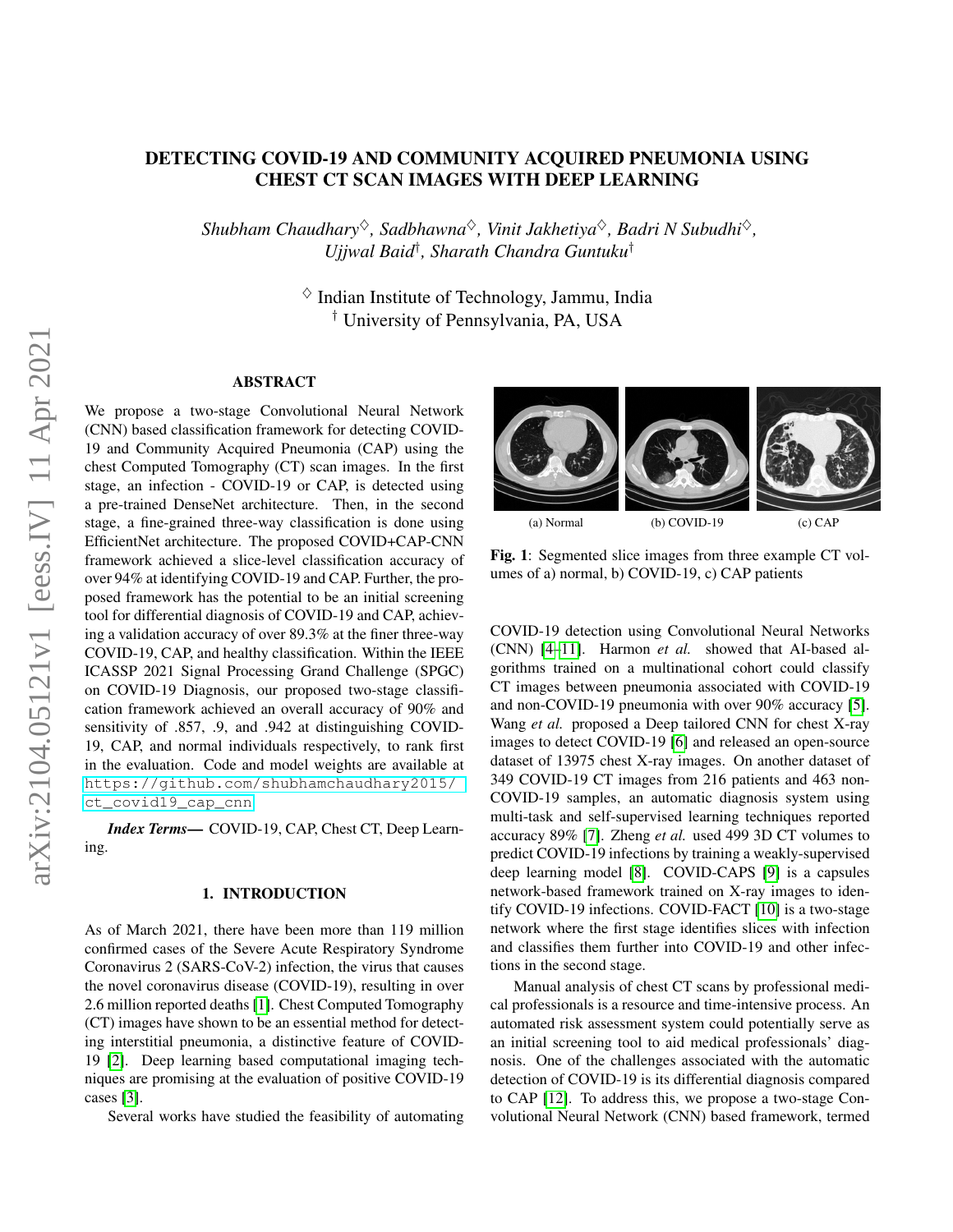# DETECTING COVID-19 AND COMMUNITY ACQUIRED PNEUMONIA USING CHEST CT SCAN IMAGES WITH DEEP LEARNING

*Shubham Chaudhary*[♢], *Sadbhawna*[♢], *Vinit Jakhetiya*[♢], *Badri N Subudhi*[♢], *Ujjwal Baid*[†], *Sharath Chandra Guntuku*[†]

[♢] Indian Institute of Technology, Jammu, India
[†] University of Pennsylvania, PA, USA

## ABSTRACT

We propose a two-stage Convolutional Neural Network (CNN) based classification framework for detecting COVID-19 and Community Acquired Pneumonia (CAP) using the chest Computed Tomography (CT) scan images. In the first stage, an infection - COVID-19 or CAP, is detected using a pre-trained DenseNet architecture. Then, in the second stage, a fine-grained three-way classification is done using EfficientNet architecture. The proposed COVID+CAP-CNN framework achieved a slice-level classification accuracy of over 94% at identifying COVID-19 and CAP. Further, the proposed framework has the potential to be an initial screening tool for differential diagnosis of COVID-19 and CAP, achieving a validation accuracy of over 89.3% at the finer three-way COVID-19, CAP, and healthy classification. Within the IEEE ICASSP 2021 Signal Processing Grand Challenge (SPGC) on COVID-19 Diagnosis, our proposed two-stage classification framework achieved an overall accuracy of 90% and sensitivity of .857, .9, and .942 at distinguishing COVID-19, CAP, and normal individuals respectively, to rank first in the evaluation. Code and model weights are available at https://github.com/shubhamchaudhary2015/ct_covid19_cap_cnn

***Index Terms*—** COVID-19, CAP, Chest CT, Deep Learning.

## 1. INTRODUCTION

As of March 2021, there have been more than 119 million confirmed cases of the Severe Acute Respiratory Syndrome Coronavirus 2 (SARS-CoV-2) infection, the virus that causes the novel coronavirus disease (COVID-19), resulting in over 2.6 million reported deaths [1]. Chest Computed Tomography (CT) images have shown to be an essential method for detecting interstitial pneumonia, a distinctive feature of COVID-19 [2]. Deep learning based computational imaging techniques are promising at the evaluation of positive COVID-19 cases [3].

Several works have studied the feasibility of automating COVID-19 detection using Convolutional Neural Networks (CNN) [4–11]. Harmon *et al.* showed that AI-based algorithms trained on a multinational cohort could classify CT images between pneumonia associated with COVID-19 and non-COVID-19 pneumonia with over 90% accuracy [5]. Wang *et al.* proposed a Deep tailored CNN for chest X-ray images to detect COVID-19 [6] and released an open-source dataset of 13975 chest X-ray images. On another dataset of 349 COVID-19 CT images from 216 patients and 463 non-COVID-19 samples, an automatic diagnosis system using multi-task and self-supervised learning techniques reported accuracy 89% [7]. Zheng *et al.* used 499 3D CT volumes to predict COVID-19 infections by training a weakly-supervised deep learning model [8]. COVID-CAPS [9] is a capsules network-based framework trained on X-ray images to identify COVID-19 infections. COVID-FACT [10] is a two-stage network where the first stage identifies slices with infection and classifies them further into COVID-19 and other infections in the second stage.

Manual analysis of chest CT scans by professional medical professionals is a resource and time-intensive process. An automated risk assessment system could potentially serve as an initial screening tool to aid medical professionals' diagnosis. One of the challenges associated with the automatic detection of COVID-19 is its differential diagnosis compared to CAP [12]. To address this, we propose a two-stage Convolutional Neural Network (CNN) based framework, termed

(a) Normal (b) COVID-19 (c) CAP

**Fig. 1**: Segmented slice images from three example CT volumes of a) normal, b) COVID-19, c) CAP patients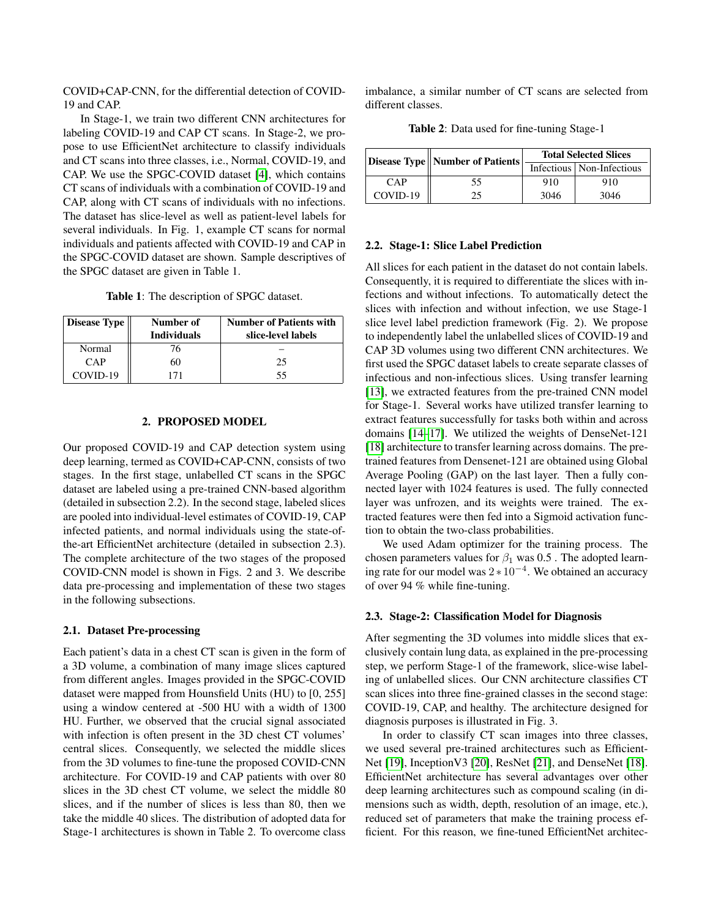COVID+CAP-CNN, for the differential detection of COVID-19 and CAP.

In Stage-1, we train two different CNN architectures for labeling COVID-19 and CAP CT scans. In Stage-2, we propose to use EfficientNet architecture to classify individuals and CT scans into three classes, i.e., Normal, COVID-19, and CAP. We use the SPGC-COVID dataset [4], which contains CT scans of individuals with a combination of COVID-19 and CAP, along with CT scans of individuals with no infections. The dataset has slice-level as well as patient-level labels for several individuals. In Fig. 1, example CT scans for normal individuals and patients affected with COVID-19 and CAP in the SPGC-COVID dataset are shown. Sample descriptives of the SPGC dataset are given in Table 1.

**Table 1**: The description of SPGC dataset.

| Disease Type | Number of Individuals | Number of Patients with slice-level labels |
|---|---|---|
| Normal | 76 | – |
| CAP | 60 | 25 |
| COVID-19 | 171 | 55 |

## 2. PROPOSED MODEL

Our proposed COVID-19 and CAP detection system using deep learning, termed as COVID+CAP-CNN, consists of two stages. In the first stage, unlabelled CT scans in the SPGC dataset are labeled using a pre-trained CNN-based algorithm (detailed in subsection 2.2). In the second stage, labeled slices are pooled into individual-level estimates of COVID-19, CAP infected patients, and normal individuals using the state-of-the-art EfficientNet architecture (detailed in subsection 2.3). The complete architecture of the two stages of the proposed COVID-CNN model is shown in Figs. 2 and 3. We describe data pre-processing and implementation of these two stages in the following subsections.

### 2.1. Dataset Pre-processing

Each patient's data in a chest CT scan is given in the form of a 3D volume, a combination of many image slices captured from different angles. Images provided in the SPGC-COVID dataset were mapped from Hounsfield Units (HU) to [0, 255] using a window centered at -500 HU with a width of 1300 HU. Further, we observed that the crucial signal associated with infection is often present in the 3D chest CT volumes' central slices. Consequently, we selected the middle slices from the 3D volumes to fine-tune the proposed COVID-CNN architecture. For COVID-19 and CAP patients with over 80 slices in the 3D chest CT volume, we select the middle 80 slices, and if the number of slices is less than 80, then we take the middle 40 slices. The distribution of adopted data for Stage-1 architectures is shown in Table 2. To overcome class imbalance, a similar number of CT scans are selected from different classes.

**Table 2**: Data used for fine-tuning Stage-1

| Disease Type | Number of Patients | Total Selected Slices | |
|---|---|---|---|
| | | Infectious | Non-Infectious |
| CAP | 55 | 910 | 910 |
| COVID-19 | 25 | 3046 | 3046 |

### 2.2. Stage-1: Slice Label Prediction

All slices for each patient in the dataset do not contain labels. Consequently, it is required to differentiate the slices with infections and without infections. To automatically detect the slices with infection and without infection, we use Stage-1 slice level label prediction framework (Fig. 2). We propose to independently label the unlabelled slices of COVID-19 and CAP 3D volumes using two different CNN architectures. We first used the SPGC dataset labels to create separate classes of infectious and non-infectious slices. Using transfer learning [13], we extracted features from the pre-trained CNN model for Stage-1. Several works have utilized transfer learning to extract features successfully for tasks both within and across domains [14–17]. We utilized the weights of DenseNet-121 [18] architecture to transfer learning across domains. The pre-trained features from Densenet-121 are obtained using Global Average Pooling (GAP) on the last layer. Then a fully connected layer with 1024 features is used. The fully connected layer was unfrozen, and its weights were trained. The extracted features were then fed into a Sigmoid activation function to obtain the two-class probabilities.

We used Adam optimizer for the training process. The chosen parameters values for $\beta_1$ was 0.5 . The adopted learning rate for our model was $2 * 10^{-4}$. We obtained an accuracy of over 94 % while fine-tuning.

### 2.3. Stage-2: Classification Model for Diagnosis

After segmenting the 3D volumes into middle slices that exclusively contain lung data, as explained in the pre-processing step, we perform Stage-1 of the framework, slice-wise labeling of unlabelled slices. Our CNN architecture classifies CT scan slices into three fine-grained classes in the second stage: COVID-19, CAP, and healthy. The architecture designed for diagnosis purposes is illustrated in Fig. 3.

In order to classify CT scan images into three classes, we used several pre-trained architectures such as EfficientNet [19], InceptionV3 [20], ResNet [21], and DenseNet [18]. EfficientNet architecture has several advantages over other deep learning architectures such as compound scaling (in dimensions such as width, depth, resolution of an image, etc.), reduced set of parameters that make the training process efficient. For this reason, we fine-tuned EfficientNet architec-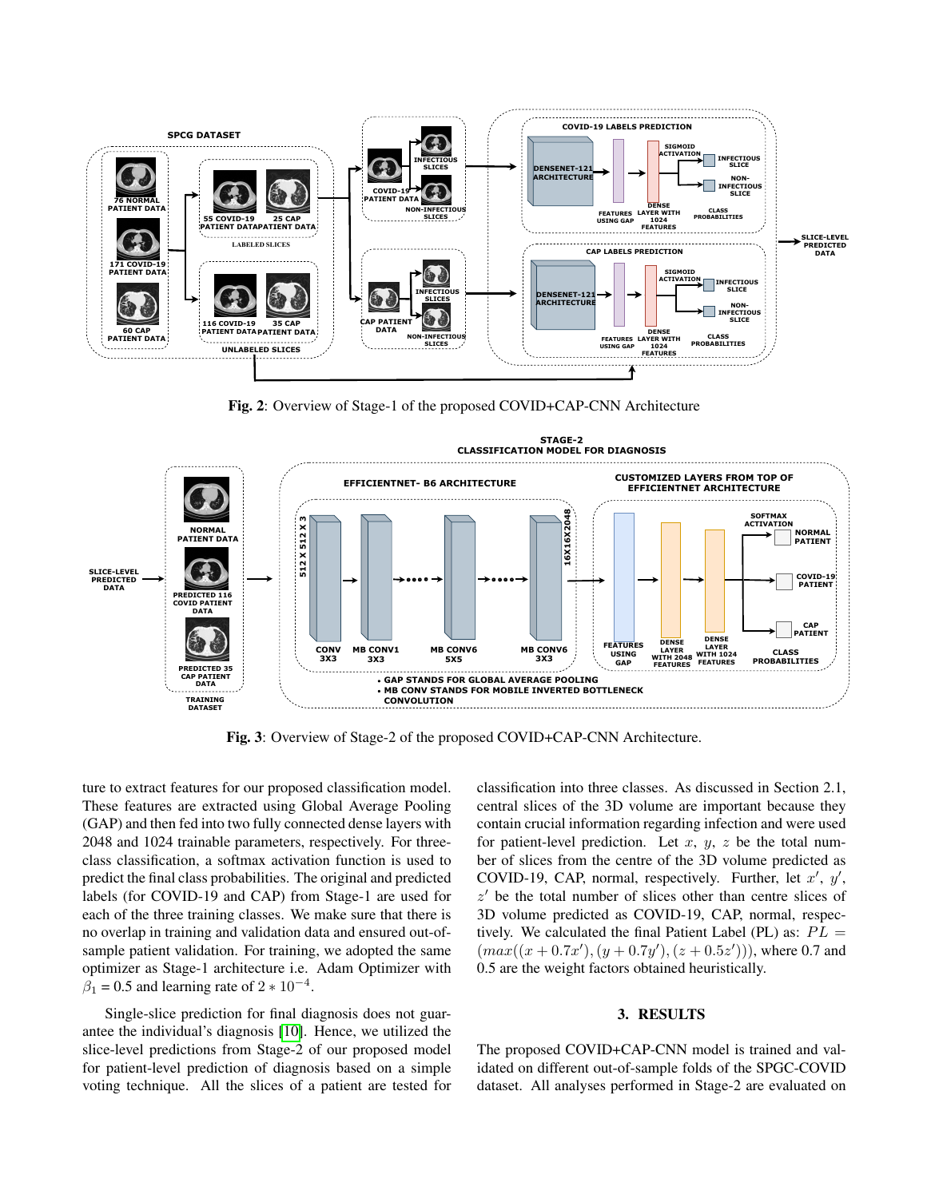**Fig. 2**: Overview of Stage-1 of the proposed COVID+CAP-CNN Architecture

**Fig. 3**: Overview of Stage-2 of the proposed COVID+CAP-CNN Architecture.

ture to extract features for our proposed classification model. These features are extracted using Global Average Pooling (GAP) and then fed into two fully connected dense layers with 2048 and 1024 trainable parameters, respectively. For three-class classification, a softmax activation function is used to predict the final class probabilities. The original and predicted labels (for COVID-19 and CAP) from Stage-1 are used for each of the three training classes. We make sure that there is no overlap in training and validation data and ensured out-of-sample patient validation. For training, we adopted the same optimizer as Stage-1 architecture i.e. Adam Optimizer with $\beta_1$ = 0.5 and learning rate of $2 * 10^{-4}$.

Single-slice prediction for final diagnosis does not guarantee the individual's diagnosis [10]. Hence, we utilized the slice-level predictions from Stage-2 of our proposed model for patient-level prediction of diagnosis based on a simple voting technique. All the slices of a patient are tested for classification into three classes. As discussed in Section 2.1, central slices of the 3D volume are important because they contain crucial information regarding infection and were used for patient-level prediction. Let $x$, $y$, $z$ be the total number of slices from the centre of the 3D volume predicted as COVID-19, CAP, normal, respectively. Further, let $x'$, $y'$, $z'$ be the total number of slices other than centre slices of 3D volume predicted as COVID-19, CAP, normal, respectively. We calculated the final Patient Label (PL) as: $PL = (max((x + 0.7x'), (y + 0.7y'), (z + 0.5z')))$, where 0.7 and 0.5 are the weight factors obtained heuristically.

## 3. RESULTS

The proposed COVID+CAP-CNN model is trained and validated on different out-of-sample folds of the SPGC-COVID dataset. All analyses performed in Stage-2 are evaluated on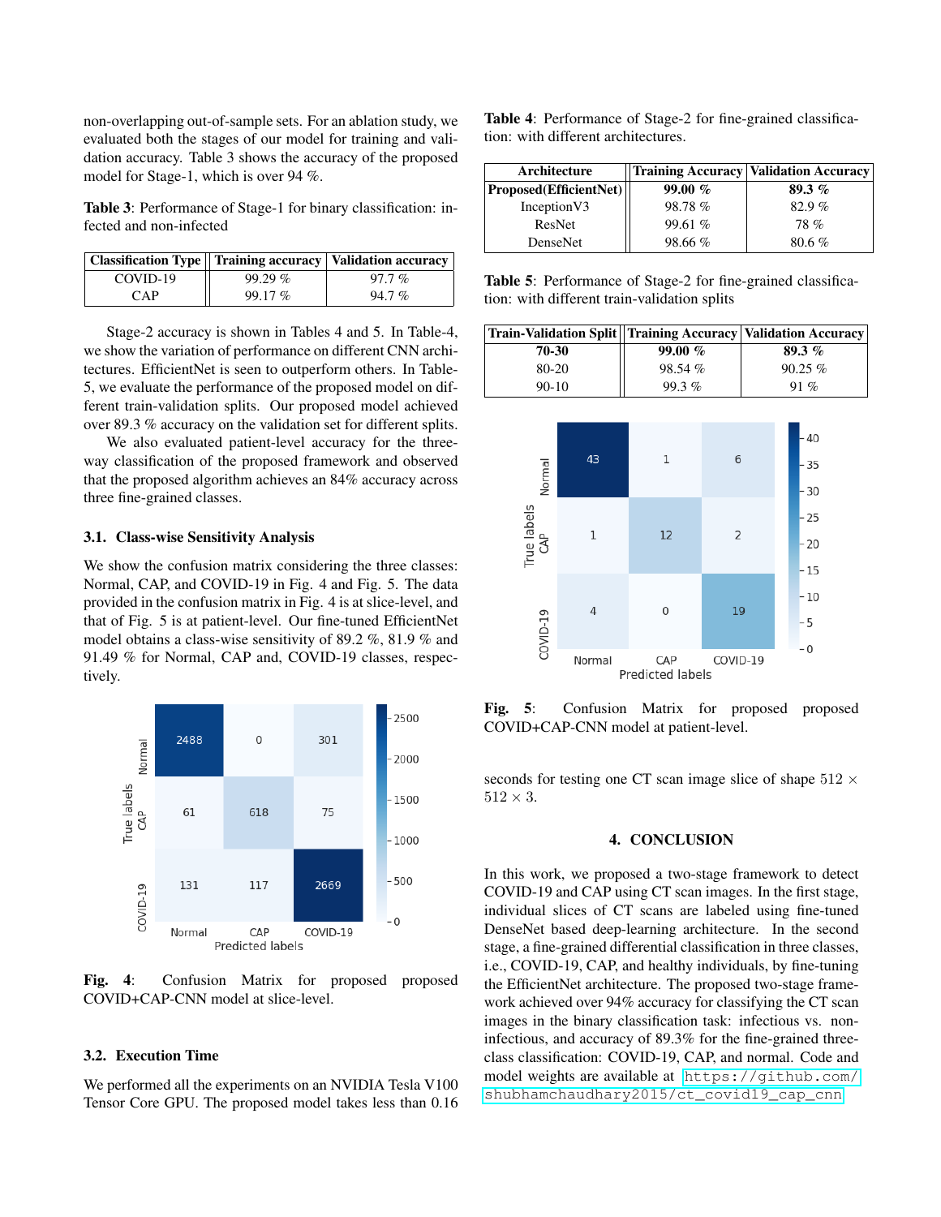non-overlapping out-of-sample sets. For an ablation study, we evaluated both the stages of our model for training and validation accuracy. Table 3 shows the accuracy of the proposed model for Stage-1, which is over 94 %.

**Table 3**: Performance of Stage-1 for binary classification: infected and non-infected

| Classification Type | Training accuracy | Validation accuracy |
|---|---|---|
| COVID-19 | 99.29 % | 97.7 % |
| CAP | 99.17 % | 94.7 % |

Stage-2 accuracy is shown in Tables 4 and 5. In Table-4, we show the variation of performance on different CNN architectures. EfficientNet is seen to outperform others. In Table-5, we evaluate the performance of the proposed model on different train-validation splits. Our proposed model achieved over 89.3 % accuracy on the validation set for different splits.

We also evaluated patient-level accuracy for the three-way classification of the proposed framework and observed that the proposed algorithm achieves an 84% accuracy across three fine-grained classes.

### 3.1. Class-wise Sensitivity Analysis

We show the confusion matrix considering the three classes: Normal, CAP, and COVID-19 in Fig. 4 and Fig. 5. The data provided in the confusion matrix in Fig. 4 is at slice-level, and that of Fig. 5 is at patient-level. Our fine-tuned EfficientNet model obtains a class-wise sensitivity of 89.2 %, 81.9 % and 91.49 % for Normal, CAP and, COVID-19 classes, respectively.

| True labels \ Predicted labels | Normal | CAP | COVID-19 |
|---|---|---|---|
| Normal | 2488 | 0 | 301 |
| CAP | 61 | 618 | 75 |
| COVID-19 | 131 | 117 | 2669 |

**Fig. 4**: Confusion Matrix for proposed proposed COVID+CAP-CNN model at slice-level.

### 3.2. Execution Time

We performed all the experiments on an NVIDIA Tesla V100 Tensor Core GPU. The proposed model takes less than 0.16 seconds for testing one CT scan image slice of shape $512 \times 512 \times 3$.

**Table 4**: Performance of Stage-2 for fine-grained classification: with different architectures.

| Architecture | Training Accuracy | Validation Accuracy |
|---|---|---|
| **Proposed(EfficientNet)** | **99.00 %** | **89.3 %** |
| InceptionV3 | 98.78 % | 82.9 % |
| ResNet | 99.61 % | 78 % |
| DenseNet | 98.66 % | 80.6 % |

**Table 5**: Performance of Stage-2 for fine-grained classification: with different train-validation splits

| Train-Validation Split | Training Accuracy | Validation Accuracy |
|---|---|---|
| **70-30** | **99.00 %** | **89.3 %** |
| 80-20 | 98.54 % | 90.25 % |
| 90-10 | 99.3 % | 91 % |

| True labels \ Predicted labels | Normal | CAP | COVID-19 |
|---|---|---|---|
| Normal | 43 | 1 | 6 |
| CAP | 1 | 12 | 2 |
| COVID-19 | 4 | 0 | 19 |

**Fig. 5**: Confusion Matrix for proposed proposed COVID+CAP-CNN model at patient-level.

## 4. CONCLUSION

In this work, we proposed a two-stage framework to detect COVID-19 and CAP using CT scan images. In the first stage, individual slices of CT scans are labeled using fine-tuned DenseNet based deep-learning architecture. In the second stage, a fine-grained differential classification in three classes, i.e., COVID-19, CAP, and healthy individuals, by fine-tuning the EfficientNet architecture. The proposed two-stage framework achieved over 94% accuracy for classifying the CT scan images in the binary classification task: infectious vs. non-infectious, and accuracy of 89.3% for the fine-grained three-class classification: COVID-19, CAP, and normal. Code and model weights are available at https://github.com/shubhamchaudhary2015/ct_covid19_cap_cnn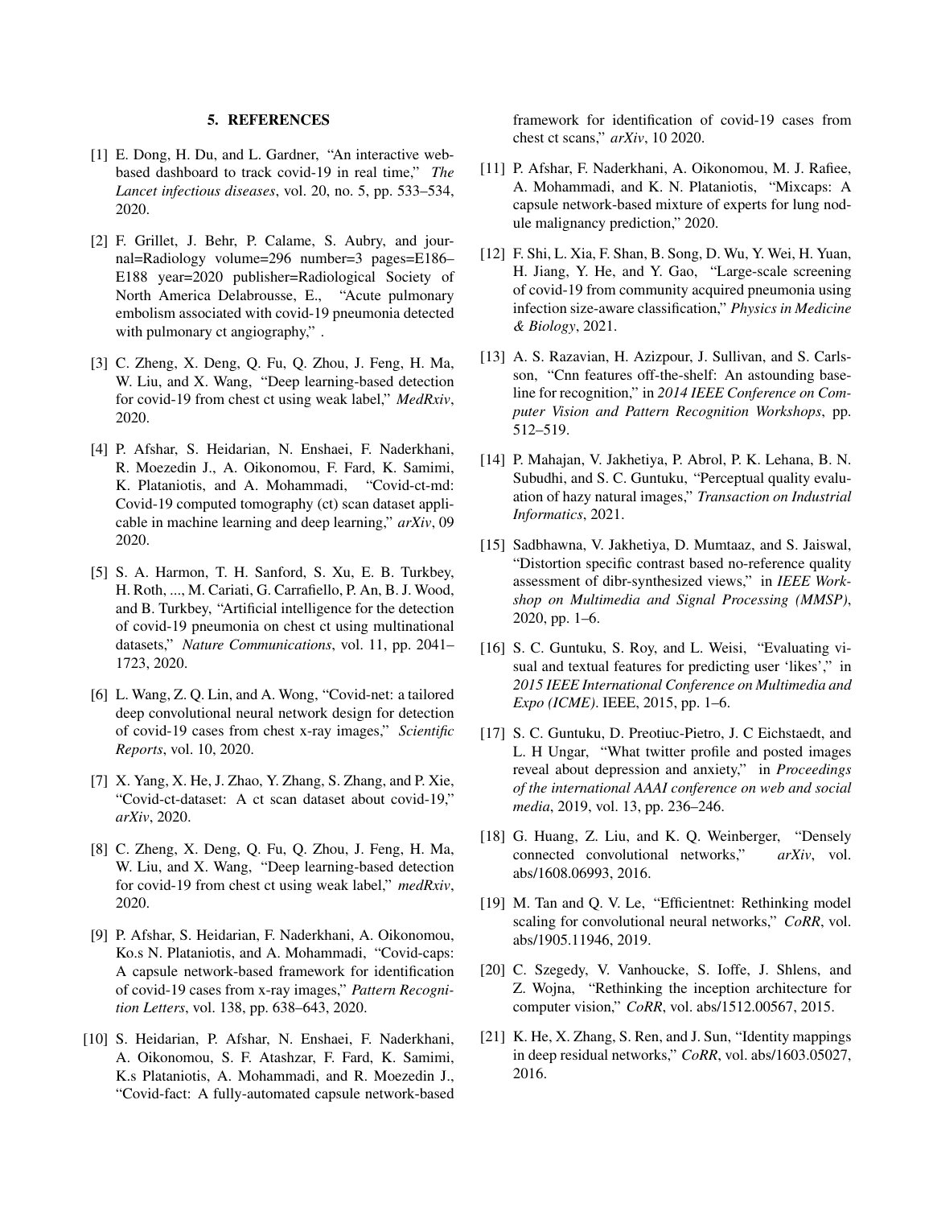## 5. REFERENCES

[1] E. Dong, H. Du, and L. Gardner, "An interactive web-based dashboard to track covid-19 in real time," *The Lancet infectious diseases*, vol. 20, no. 5, pp. 533–534, 2020.

[2] F. Grillet, J. Behr, P. Calame, S. Aubry, and journal=Radiology volume=296 number=3 pages=E186–E188 year=2020 publisher=Radiological Society of North America Delabrousse, E., "Acute pulmonary embolism associated with covid-19 pneumonia detected with pulmonary ct angiography," .

[3] C. Zheng, X. Deng, Q. Fu, Q. Zhou, J. Feng, H. Ma, W. Liu, and X. Wang, "Deep learning-based detection for covid-19 from chest ct using weak label," *MedRxiv*, 2020.

[4] P. Afshar, S. Heidarian, N. Enshaei, F. Naderkhani, R. Moezedin J., A. Oikonomou, F. Fard, K. Samimi, K. Plataniotis, and A. Mohammadi, "Covid-ct-md: Covid-19 computed tomography (ct) scan dataset applicable in machine learning and deep learning," *arXiv*, 09 2020.

[5] S. A. Harmon, T. H. Sanford, S. Xu, E. B. Turkbey, H. Roth, ..., M. Cariati, G. Carrafiello, P. An, B. J. Wood, and B. Turkbey, "Artificial intelligence for the detection of covid-19 pneumonia on chest ct using multinational datasets," *Nature Communications*, vol. 11, pp. 2041–1723, 2020.

[6] L. Wang, Z. Q. Lin, and A. Wong, "Covid-net: a tailored deep convolutional neural network design for detection of covid-19 cases from chest x-ray images," *Scientific Reports*, vol. 10, 2020.

[7] X. Yang, X. He, J. Zhao, Y. Zhang, S. Zhang, and P. Xie, "Covid-ct-dataset: A ct scan dataset about covid-19," *arXiv*, 2020.

[8] C. Zheng, X. Deng, Q. Fu, Q. Zhou, J. Feng, H. Ma, W. Liu, and X. Wang, "Deep learning-based detection for covid-19 from chest ct using weak label," *medRxiv*, 2020.

[9] P. Afshar, S. Heidarian, F. Naderkhani, A. Oikonomou, Ko.s N. Plataniotis, and A. Mohammadi, "Covid-caps: A capsule network-based framework for identification of covid-19 cases from x-ray images," *Pattern Recognition Letters*, vol. 138, pp. 638–643, 2020.

[10] S. Heidarian, P. Afshar, N. Enshaei, F. Naderkhani, A. Oikonomou, S. F. Atashzar, F. Fard, K. Samimi, K.s Plataniotis, A. Mohammadi, and R. Moezedin J., "Covid-fact: A fully-automated capsule network-based framework for identification of covid-19 cases from chest ct scans," *arXiv*, 10 2020.

[11] P. Afshar, F. Naderkhani, A. Oikonomou, M. J. Rafiee, A. Mohammadi, and K. N. Plataniotis, "Mixcaps: A capsule network-based mixture of experts for lung nodule malignancy prediction," 2020.

[12] F. Shi, L. Xia, F. Shan, B. Song, D. Wu, Y. Wei, H. Yuan, H. Jiang, Y. He, and Y. Gao, "Large-scale screening of covid-19 from community acquired pneumonia using infection size-aware classification," *Physics in Medicine & Biology*, 2021.

[13] A. S. Razavian, H. Azizpour, J. Sullivan, and S. Carlsson, "Cnn features off-the-shelf: An astounding baseline for recognition," in *2014 IEEE Conference on Computer Vision and Pattern Recognition Workshops*, pp. 512–519.

[14] P. Mahajan, V. Jakhetiya, P. Abrol, P. K. Lehana, B. N. Subudhi, and S. C. Guntuku, "Perceptual quality evaluation of hazy natural images," *Transaction on Industrial Informatics*, 2021.

[15] Sadbhawna, V. Jakhetiya, D. Mumtaaz, and S. Jaiswal, "Distortion specific contrast based no-reference quality assessment of dibr-synthesized views," in *IEEE Workshop on Multimedia and Signal Processing (MMSP)*, 2020, pp. 1–6.

[16] S. C. Guntuku, S. Roy, and L. Weisi, "Evaluating visual and textual features for predicting user 'likes'," in *2015 IEEE International Conference on Multimedia and Expo (ICME)*. IEEE, 2015, pp. 1–6.

[17] S. C. Guntuku, D. Preotiuc-Pietro, J. C Eichstaedt, and L. H Ungar, "What twitter profile and posted images reveal about depression and anxiety," in *Proceedings of the international AAAI conference on web and social media*, 2019, vol. 13, pp. 236–246.

[18] G. Huang, Z. Liu, and K. Q. Weinberger, "Densely connected convolutional networks," *arXiv*, vol. abs/1608.06993, 2016.

[19] M. Tan and Q. V. Le, "Efficientnet: Rethinking model scaling for convolutional neural networks," *CoRR*, vol. abs/1905.11946, 2019.

[20] C. Szegedy, V. Vanhoucke, S. Ioffe, J. Shlens, and Z. Wojna, "Rethinking the inception architecture for computer vision," *CoRR*, vol. abs/1512.00567, 2015.

[21] K. He, X. Zhang, S. Ren, and J. Sun, "Identity mappings in deep residual networks," *CoRR*, vol. abs/1603.05027, 2016.